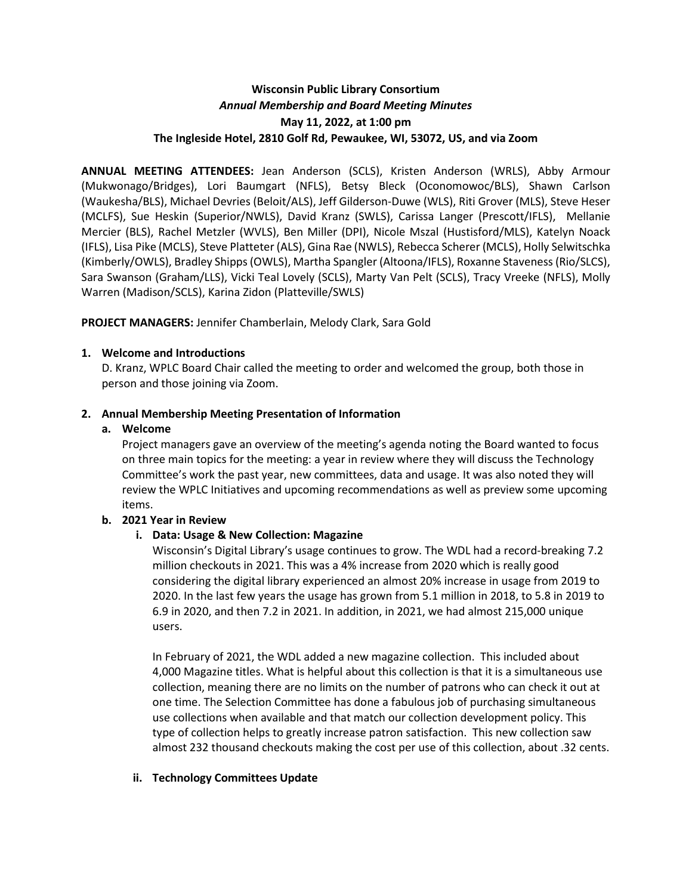**Wisconsin Public Library Consortium**

***Annual Membership and Board Meeting Minutes***

**May 11, 2022, at 1:00 pm**

**The Ingleside Hotel, 2810 Golf Rd, Pewaukee, WI, 53072, US, and via Zoom**

**ANNUAL MEETING ATTENDEES:** Jean Anderson (SCLS), Kristen Anderson (WRLS), Abby Armour (Mukwonago/Bridges), Lori Baumgart (NFLS), Betsy Bleck (Oconomowoc/BLS), Shawn Carlson (Waukesha/BLS), Michael Devries (Beloit/ALS), Jeff Gilderson-Duwe (WLS), Riti Grover (MLS), Steve Heser (MCLFS), Sue Heskin (Superior/NWLS), David Kranz (SWLS), Carissa Langer (Prescott/IFLS), Mellanie Mercier (BLS), Rachel Metzler (WVLS), Ben Miller (DPI), Nicole Mszal (Hustisford/MLS), Katelyn Noack (IFLS), Lisa Pike (MCLS), Steve Platteter (ALS), Gina Rae (NWLS), Rebecca Scherer (MCLS), Holly Selwitschka (Kimberly/OWLS), Bradley Shipps (OWLS), Martha Spangler (Altoona/IFLS), Roxanne Staveness (Rio/SLCS), Sara Swanson (Graham/LLS), Vicki Teal Lovely (SCLS), Marty Van Pelt (SCLS), Tracy Vreeke (NFLS), Molly Warren (Madison/SCLS), Karina Zidon (Platteville/SWLS)

**PROJECT MANAGERS:** Jennifer Chamberlain, Melody Clark, Sara Gold

1. **Welcome and Introductions**

   D. Kranz, WPLC Board Chair called the meeting to order and welcomed the group, both those in person and those joining via Zoom.

2. **Annual Membership Meeting Presentation of Information**

   a. **Welcome**

   Project managers gave an overview of the meeting's agenda noting the Board wanted to focus on three main topics for the meeting: a year in review where they will discuss the Technology Committee's work the past year, new committees, data and usage. It was also noted they will review the WPLC Initiatives and upcoming recommendations as well as preview some upcoming items.

   b. **2021 Year in Review**

      i. **Data: Usage & New Collection: Magazine**

      Wisconsin's Digital Library's usage continues to grow. The WDL had a record-breaking 7.2 million checkouts in 2021. This was a 4% increase from 2020 which is really good considering the digital library experienced an almost 20% increase in usage from 2019 to 2020. In the last few years the usage has grown from 5.1 million in 2018, to 5.8 in 2019 to 6.9 in 2020, and then 7.2 in 2021. In addition, in 2021, we had almost 215,000 unique users.

      In February of 2021, the WDL added a new magazine collection. This included about 4,000 Magazine titles. What is helpful about this collection is that it is a simultaneous use collection, meaning there are no limits on the number of patrons who can check it out at one time. The Selection Committee has done a fabulous job of purchasing simultaneous use collections when available and that match our collection development policy. This type of collection helps to greatly increase patron satisfaction. This new collection saw almost 232 thousand checkouts making the cost per use of this collection, about .32 cents.

      ii. **Technology Committees Update**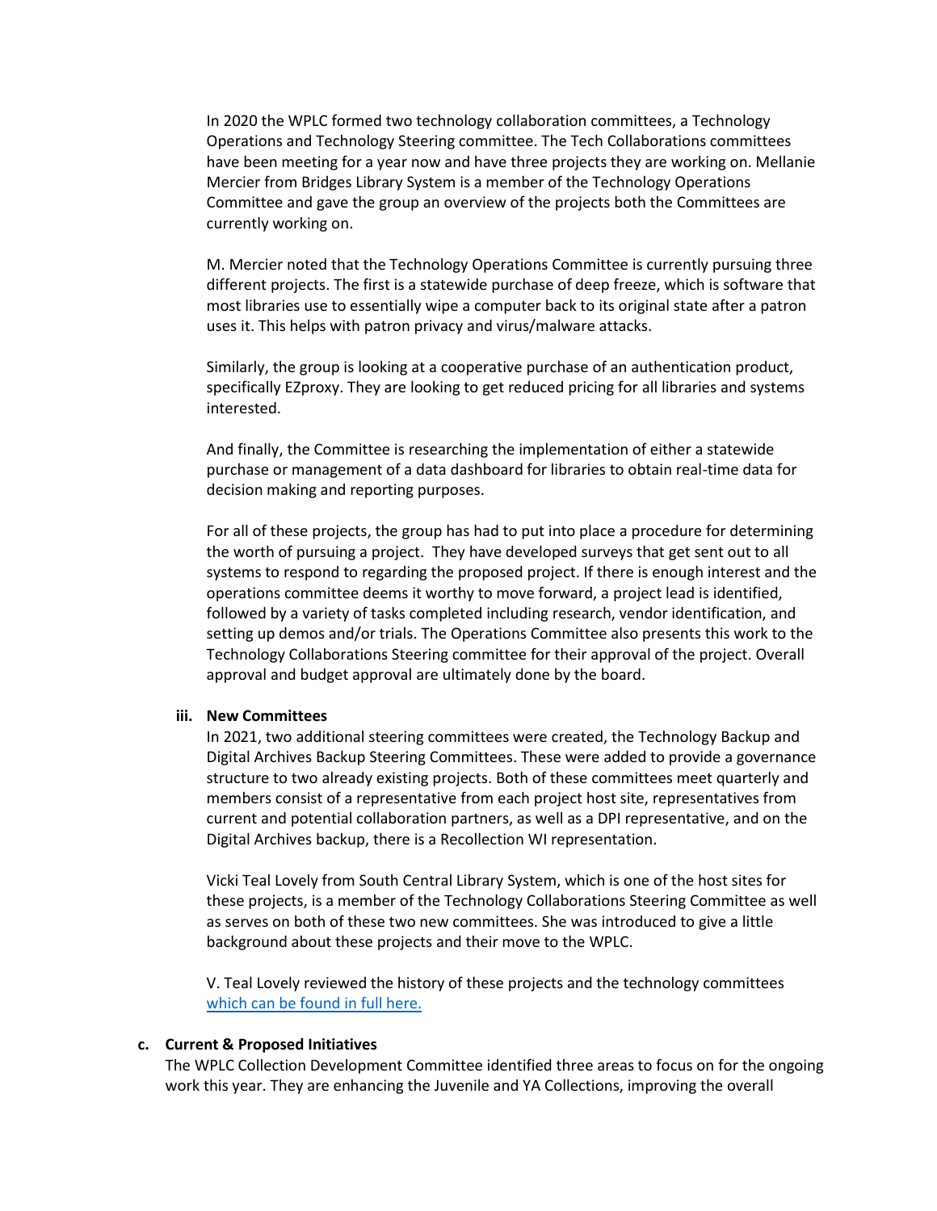In 2020 the WPLC formed two technology collaboration committees, a Technology Operations and Technology Steering committee. The Tech Collaborations committees have been meeting for a year now and have three projects they are working on. Mellanie Mercier from Bridges Library System is a member of the Technology Operations Committee and gave the group an overview of the projects both the Committees are currently working on.

M. Mercier noted that the Technology Operations Committee is currently pursuing three different projects. The first is a statewide purchase of deep freeze, which is software that most libraries use to essentially wipe a computer back to its original state after a patron uses it. This helps with patron privacy and virus/malware attacks.

Similarly, the group is looking at a cooperative purchase of an authentication product, specifically EZproxy. They are looking to get reduced pricing for all libraries and systems interested.

And finally, the Committee is researching the implementation of either a statewide purchase or management of a data dashboard for libraries to obtain real-time data for decision making and reporting purposes.

For all of these projects, the group has had to put into place a procedure for determining the worth of pursuing a project. They have developed surveys that get sent out to all systems to respond to regarding the proposed project. If there is enough interest and the operations committee deems it worthy to move forward, a project lead is identified, followed by a variety of tasks completed including research, vendor identification, and setting up demos and/or trials. The Operations Committee also presents this work to the Technology Collaborations Steering committee for their approval of the project. Overall approval and budget approval are ultimately done by the board.

**iii. New Committees**

In 2021, two additional steering committees were created, the Technology Backup and Digital Archives Backup Steering Committees. These were added to provide a governance structure to two already existing projects. Both of these committees meet quarterly and members consist of a representative from each project host site, representatives from current and potential collaboration partners, as well as a DPI representative, and on the Digital Archives backup, there is a Recollection WI representation.

Vicki Teal Lovely from South Central Library System, which is one of the host sites for these projects, is a member of the Technology Collaborations Steering Committee as well as serves on both of these two new committees. She was introduced to give a little background about these projects and their move to the WPLC.

V. Teal Lovely reviewed the history of these projects and the technology committees which can be found in full here.

**c. Current & Proposed Initiatives**

The WPLC Collection Development Committee identified three areas to focus on for the ongoing work this year. They are enhancing the Juvenile and YA Collections, improving the overall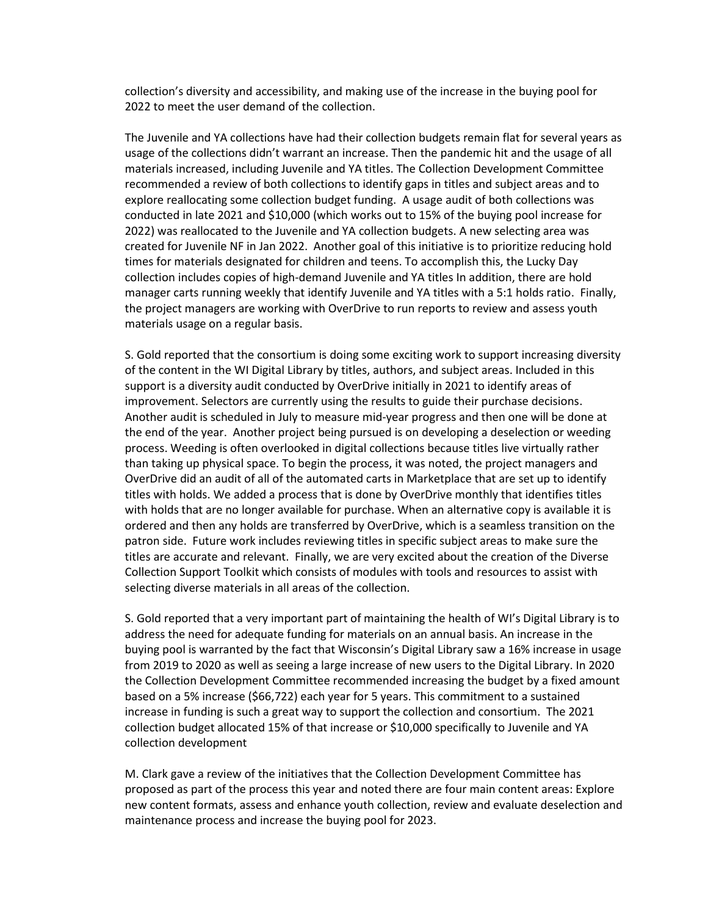collection's diversity and accessibility, and making use of the increase in the buying pool for 2022 to meet the user demand of the collection.

The Juvenile and YA collections have had their collection budgets remain flat for several years as usage of the collections didn't warrant an increase. Then the pandemic hit and the usage of all materials increased, including Juvenile and YA titles. The Collection Development Committee recommended a review of both collections to identify gaps in titles and subject areas and to explore reallocating some collection budget funding. A usage audit of both collections was conducted in late 2021 and $10,000 (which works out to 15% of the buying pool increase for 2022) was reallocated to the Juvenile and YA collection budgets. A new selecting area was created for Juvenile NF in Jan 2022. Another goal of this initiative is to prioritize reducing hold times for materials designated for children and teens. To accomplish this, the Lucky Day collection includes copies of high-demand Juvenile and YA titles In addition, there are hold manager carts running weekly that identify Juvenile and YA titles with a 5:1 holds ratio. Finally, the project managers are working with OverDrive to run reports to review and assess youth materials usage on a regular basis.

S. Gold reported that the consortium is doing some exciting work to support increasing diversity of the content in the WI Digital Library by titles, authors, and subject areas. Included in this support is a diversity audit conducted by OverDrive initially in 2021 to identify areas of improvement. Selectors are currently using the results to guide their purchase decisions. Another audit is scheduled in July to measure mid-year progress and then one will be done at the end of the year. Another project being pursued is on developing a deselection or weeding process. Weeding is often overlooked in digital collections because titles live virtually rather than taking up physical space. To begin the process, it was noted, the project managers and OverDrive did an audit of all of the automated carts in Marketplace that are set up to identify titles with holds. We added a process that is done by OverDrive monthly that identifies titles with holds that are no longer available for purchase. When an alternative copy is available it is ordered and then any holds are transferred by OverDrive, which is a seamless transition on the patron side. Future work includes reviewing titles in specific subject areas to make sure the titles are accurate and relevant. Finally, we are very excited about the creation of the Diverse Collection Support Toolkit which consists of modules with tools and resources to assist with selecting diverse materials in all areas of the collection.

S. Gold reported that a very important part of maintaining the health of WI's Digital Library is to address the need for adequate funding for materials on an annual basis. An increase in the buying pool is warranted by the fact that Wisconsin's Digital Library saw a 16% increase in usage from 2019 to 2020 as well as seeing a large increase of new users to the Digital Library. In 2020 the Collection Development Committee recommended increasing the budget by a fixed amount based on a 5% increase ($66,722) each year for 5 years. This commitment to a sustained increase in funding is such a great way to support the collection and consortium. The 2021 collection budget allocated 15% of that increase or $10,000 specifically to Juvenile and YA collection development

M. Clark gave a review of the initiatives that the Collection Development Committee has proposed as part of the process this year and noted there are four main content areas: Explore new content formats, assess and enhance youth collection, review and evaluate deselection and maintenance process and increase the buying pool for 2023.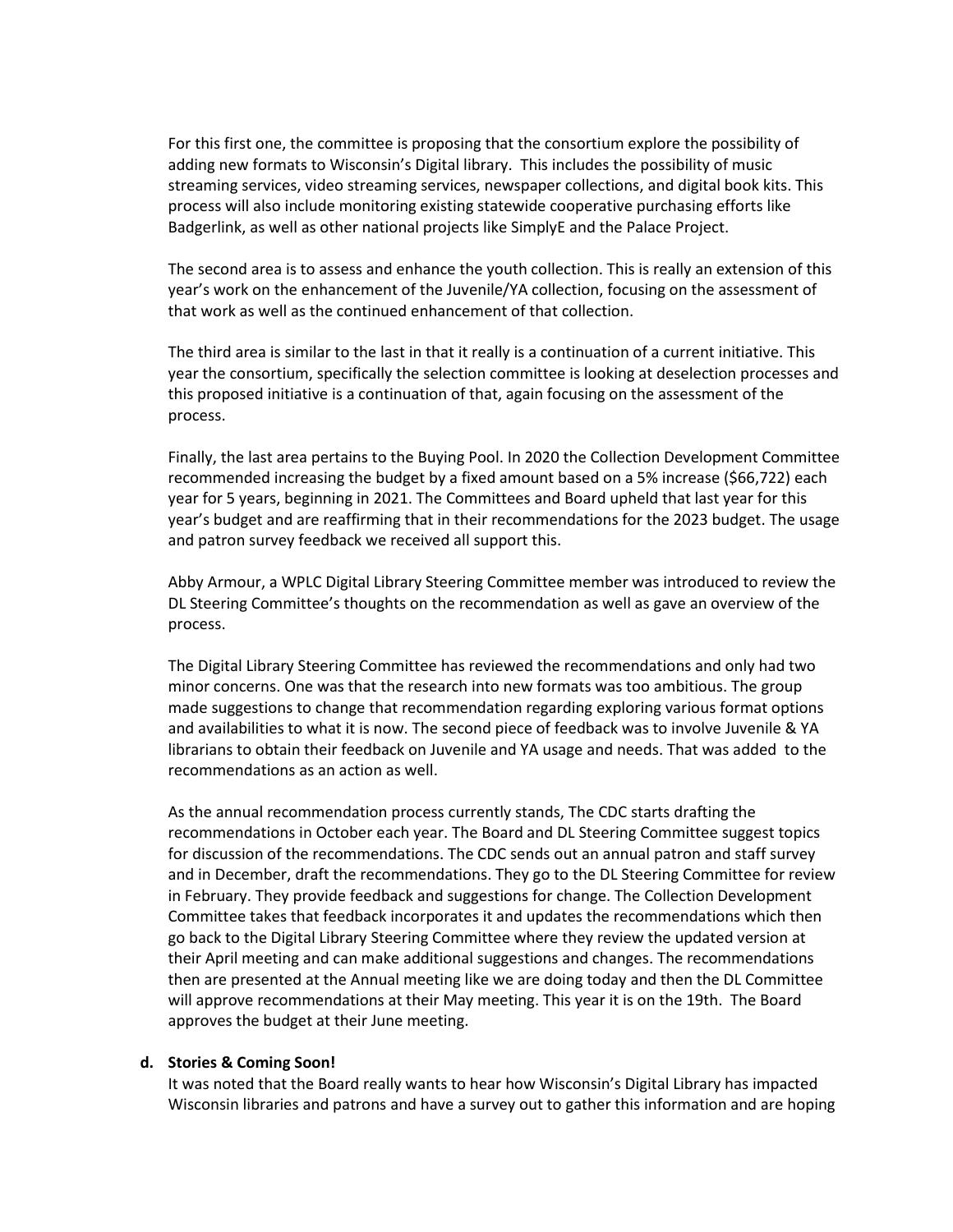For this first one, the committee is proposing that the consortium explore the possibility of adding new formats to Wisconsin's Digital library. This includes the possibility of music streaming services, video streaming services, newspaper collections, and digital book kits. This process will also include monitoring existing statewide cooperative purchasing efforts like Badgerlink, as well as other national projects like SimplyE and the Palace Project.

The second area is to assess and enhance the youth collection. This is really an extension of this year's work on the enhancement of the Juvenile/YA collection, focusing on the assessment of that work as well as the continued enhancement of that collection.

The third area is similar to the last in that it really is a continuation of a current initiative. This year the consortium, specifically the selection committee is looking at deselection processes and this proposed initiative is a continuation of that, again focusing on the assessment of the process.

Finally, the last area pertains to the Buying Pool. In 2020 the Collection Development Committee recommended increasing the budget by a fixed amount based on a 5% increase ($66,722) each year for 5 years, beginning in 2021. The Committees and Board upheld that last year for this year's budget and are reaffirming that in their recommendations for the 2023 budget. The usage and patron survey feedback we received all support this.

Abby Armour, a WPLC Digital Library Steering Committee member was introduced to review the DL Steering Committee's thoughts on the recommendation as well as gave an overview of the process.

The Digital Library Steering Committee has reviewed the recommendations and only had two minor concerns. One was that the research into new formats was too ambitious. The group made suggestions to change that recommendation regarding exploring various format options and availabilities to what it is now. The second piece of feedback was to involve Juvenile & YA librarians to obtain their feedback on Juvenile and YA usage and needs. That was added to the recommendations as an action as well.

As the annual recommendation process currently stands, The CDC starts drafting the recommendations in October each year. The Board and DL Steering Committee suggest topics for discussion of the recommendations. The CDC sends out an annual patron and staff survey and in December, draft the recommendations. They go to the DL Steering Committee for review in February. They provide feedback and suggestions for change. The Collection Development Committee takes that feedback incorporates it and updates the recommendations which then go back to the Digital Library Steering Committee where they review the updated version at their April meeting and can make additional suggestions and changes. The recommendations then are presented at the Annual meeting like we are doing today and then the DL Committee will approve recommendations at their May meeting. This year it is on the 19th. The Board approves the budget at their June meeting.

**d. Stories & Coming Soon!**

It was noted that the Board really wants to hear how Wisconsin's Digital Library has impacted Wisconsin libraries and patrons and have a survey out to gather this information and are hoping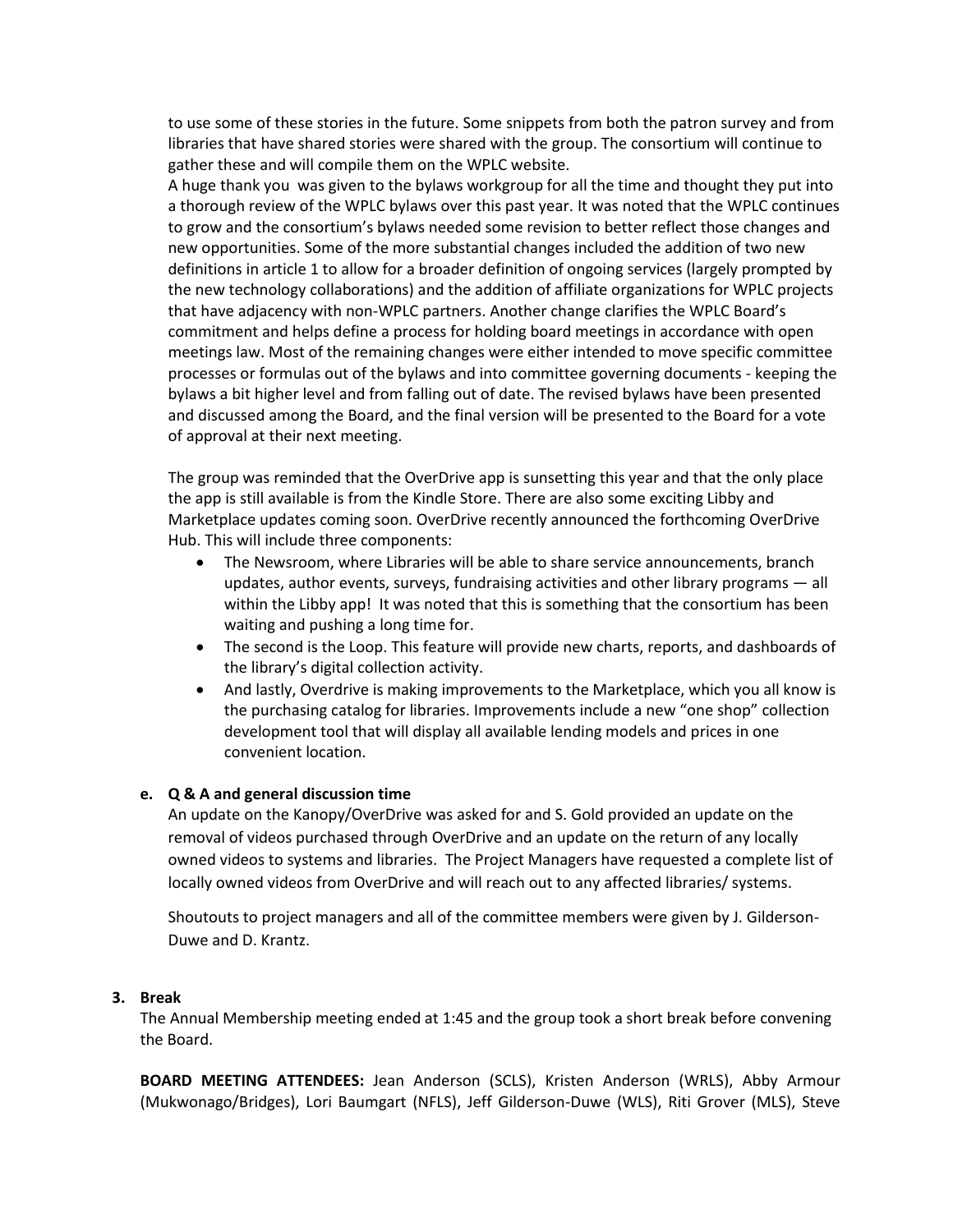to use some of these stories in the future. Some snippets from both the patron survey and from libraries that have shared stories were shared with the group. The consortium will continue to gather these and will compile them on the WPLC website.
A huge thank you was given to the bylaws workgroup for all the time and thought they put into a thorough review of the WPLC bylaws over this past year. It was noted that the WPLC continues to grow and the consortium's bylaws needed some revision to better reflect those changes and new opportunities. Some of the more substantial changes included the addition of two new definitions in article 1 to allow for a broader definition of ongoing services (largely prompted by the new technology collaborations) and the addition of affiliate organizations for WPLC projects that have adjacency with non-WPLC partners. Another change clarifies the WPLC Board's commitment and helps define a process for holding board meetings in accordance with open meetings law. Most of the remaining changes were either intended to move specific committee processes or formulas out of the bylaws and into committee governing documents - keeping the bylaws a bit higher level and from falling out of date. The revised bylaws have been presented and discussed among the Board, and the final version will be presented to the Board for a vote of approval at their next meeting.

The group was reminded that the OverDrive app is sunsetting this year and that the only place the app is still available is from the Kindle Store. There are also some exciting Libby and Marketplace updates coming soon. OverDrive recently announced the forthcoming OverDrive Hub. This will include three components:

- The Newsroom, where Libraries will be able to share service announcements, branch updates, author events, surveys, fundraising activities and other library programs — all within the Libby app! It was noted that this is something that the consortium has been waiting and pushing a long time for.
- The second is the Loop. This feature will provide new charts, reports, and dashboards of the library's digital collection activity.
- And lastly, Overdrive is making improvements to the Marketplace, which you all know is the purchasing catalog for libraries. Improvements include a new "one shop" collection development tool that will display all available lending models and prices in one convenient location.

**e. Q & A and general discussion time**

An update on the Kanopy/OverDrive was asked for and S. Gold provided an update on the removal of videos purchased through OverDrive and an update on the return of any locally owned videos to systems and libraries. The Project Managers have requested a complete list of locally owned videos from OverDrive and will reach out to any affected libraries/ systems.

Shoutouts to project managers and all of the committee members were given by J. Gilderson-Duwe and D. Krantz.

**3. Break**

The Annual Membership meeting ended at 1:45 and the group took a short break before convening the Board.

**BOARD MEETING ATTENDEES:** Jean Anderson (SCLS), Kristen Anderson (WRLS), Abby Armour (Mukwonago/Bridges), Lori Baumgart (NFLS), Jeff Gilderson-Duwe (WLS), Riti Grover (MLS), Steve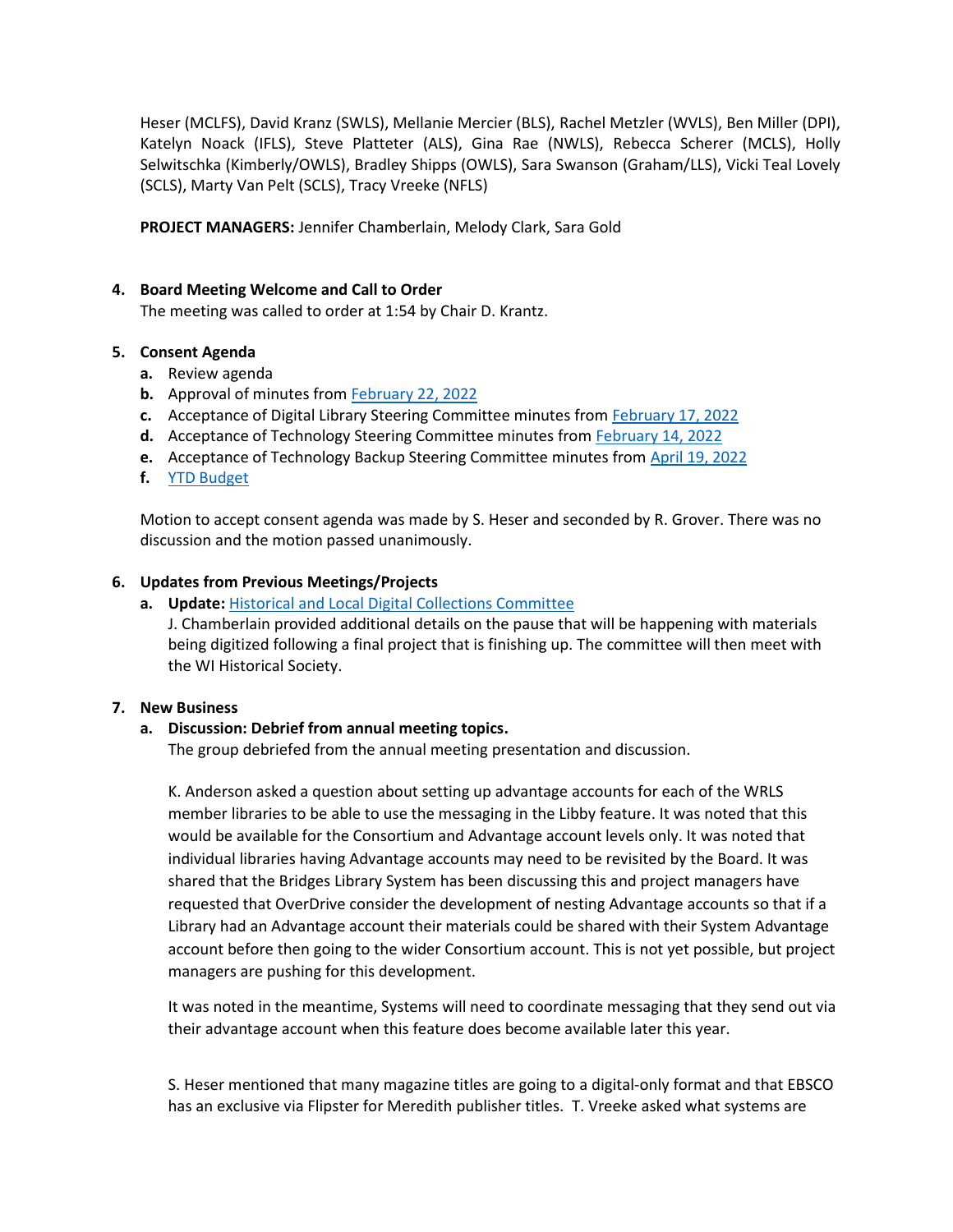Heser (MCLFS), David Kranz (SWLS), Mellanie Mercier (BLS), Rachel Metzler (WVLS), Ben Miller (DPI), Katelyn Noack (IFLS), Steve Platteter (ALS), Gina Rae (NWLS), Rebecca Scherer (MCLS), Holly Selwitschka (Kimberly/OWLS), Bradley Shipps (OWLS), Sara Swanson (Graham/LLS), Vicki Teal Lovely (SCLS), Marty Van Pelt (SCLS), Tracy Vreeke (NFLS)

**PROJECT MANAGERS:** Jennifer Chamberlain, Melody Clark, Sara Gold

4. **Board Meeting Welcome and Call to Order**
   The meeting was called to order at 1:54 by Chair D. Krantz.

5. **Consent Agenda**
   a. Review agenda
   b. Approval of minutes from February 22, 2022
   c. Acceptance of Digital Library Steering Committee minutes from February 17, 2022
   d. Acceptance of Technology Steering Committee minutes from February 14, 2022
   e. Acceptance of Technology Backup Steering Committee minutes from April 19, 2022
   f. YTD Budget

   Motion to accept consent agenda was made by S. Heser and seconded by R. Grover. There was no discussion and the motion passed unanimously.

6. **Updates from Previous Meetings/Projects**
   a. **Update:** Historical and Local Digital Collections Committee
      J. Chamberlain provided additional details on the pause that will be happening with materials being digitized following a final project that is finishing up. The committee will then meet with the WI Historical Society.

7. **New Business**
   a. **Discussion: Debrief from annual meeting topics.**
      The group debriefed from the annual meeting presentation and discussion.

      K. Anderson asked a question about setting up advantage accounts for each of the WRLS member libraries to be able to use the messaging in the Libby feature. It was noted that this would be available for the Consortium and Advantage account levels only. It was noted that individual libraries having Advantage accounts may need to be revisited by the Board. It was shared that the Bridges Library System has been discussing this and project managers have requested that OverDrive consider the development of nesting Advantage accounts so that if a Library had an Advantage account their materials could be shared with their System Advantage account before then going to the wider Consortium account. This is not yet possible, but project managers are pushing for this development.

      It was noted in the meantime, Systems will need to coordinate messaging that they send out via their advantage account when this feature does become available later this year.

      S. Heser mentioned that many magazine titles are going to a digital-only format and that EBSCO has an exclusive via Flipster for Meredith publisher titles. T. Vreeke asked what systems are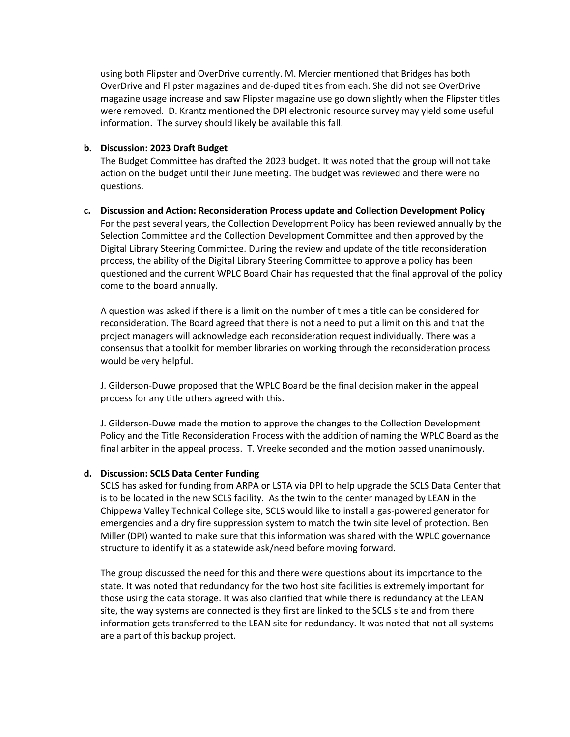using both Flipster and OverDrive currently. M. Mercier mentioned that Bridges has both OverDrive and Flipster magazines and de-duped titles from each. She did not see OverDrive magazine usage increase and saw Flipster magazine use go down slightly when the Flipster titles were removed.  D. Krantz mentioned the DPI electronic resource survey may yield some useful information.  The survey should likely be available this fall.

**b. Discussion: 2023 Draft Budget**

The Budget Committee has drafted the 2023 budget. It was noted that the group will not take action on the budget until their June meeting. The budget was reviewed and there were no questions.

**c. Discussion and Action: Reconsideration Process update and Collection Development Policy**

For the past several years, the Collection Development Policy has been reviewed annually by the Selection Committee and the Collection Development Committee and then approved by the Digital Library Steering Committee. During the review and update of the title reconsideration process, the ability of the Digital Library Steering Committee to approve a policy has been questioned and the current WPLC Board Chair has requested that the final approval of the policy come to the board annually.

A question was asked if there is a limit on the number of times a title can be considered for reconsideration. The Board agreed that there is not a need to put a limit on this and that the project managers will acknowledge each reconsideration request individually. There was a consensus that a toolkit for member libraries on working through the reconsideration process would be very helpful.

J. Gilderson-Duwe proposed that the WPLC Board be the final decision maker in the appeal process for any title others agreed with this.

J. Gilderson-Duwe made the motion to approve the changes to the Collection Development Policy and the Title Reconsideration Process with the addition of naming the WPLC Board as the final arbiter in the appeal process.  T. Vreeke seconded and the motion passed unanimously.

**d. Discussion: SCLS Data Center Funding**

SCLS has asked for funding from ARPA or LSTA via DPI to help upgrade the SCLS Data Center that is to be located in the new SCLS facility.  As the twin to the center managed by LEAN in the Chippewa Valley Technical College site, SCLS would like to install a gas-powered generator for emergencies and a dry fire suppression system to match the twin site level of protection. Ben Miller (DPI) wanted to make sure that this information was shared with the WPLC governance structure to identify it as a statewide ask/need before moving forward.

The group discussed the need for this and there were questions about its importance to the state. It was noted that redundancy for the two host site facilities is extremely important for those using the data storage. It was also clarified that while there is redundancy at the LEAN site, the way systems are connected is they first are linked to the SCLS site and from there information gets transferred to the LEAN site for redundancy. It was noted that not all systems are a part of this backup project.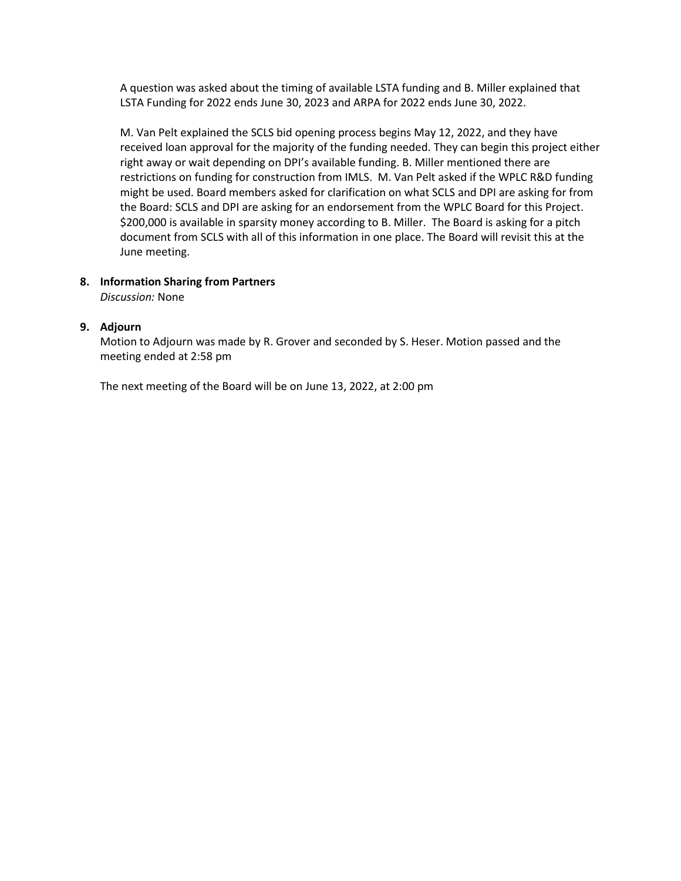A question was asked about the timing of available LSTA funding and B. Miller explained that LSTA Funding for 2022 ends June 30, 2023 and ARPA for 2022 ends June 30, 2022.

M. Van Pelt explained the SCLS bid opening process begins May 12, 2022, and they have received loan approval for the majority of the funding needed. They can begin this project either right away or wait depending on DPI's available funding. B. Miller mentioned there are restrictions on funding for construction from IMLS. M. Van Pelt asked if the WPLC R&D funding might be used. Board members asked for clarification on what SCLS and DPI are asking for from the Board: SCLS and DPI are asking for an endorsement from the WPLC Board for this Project. $200,000 is available in sparsity money according to B. Miller. The Board is asking for a pitch document from SCLS with all of this information in one place. The Board will revisit this at the June meeting.

**8. Information Sharing from Partners**

*Discussion:* None

**9. Adjourn**

Motion to Adjourn was made by R. Grover and seconded by S. Heser. Motion passed and the meeting ended at 2:58 pm

The next meeting of the Board will be on June 13, 2022, at 2:00 pm